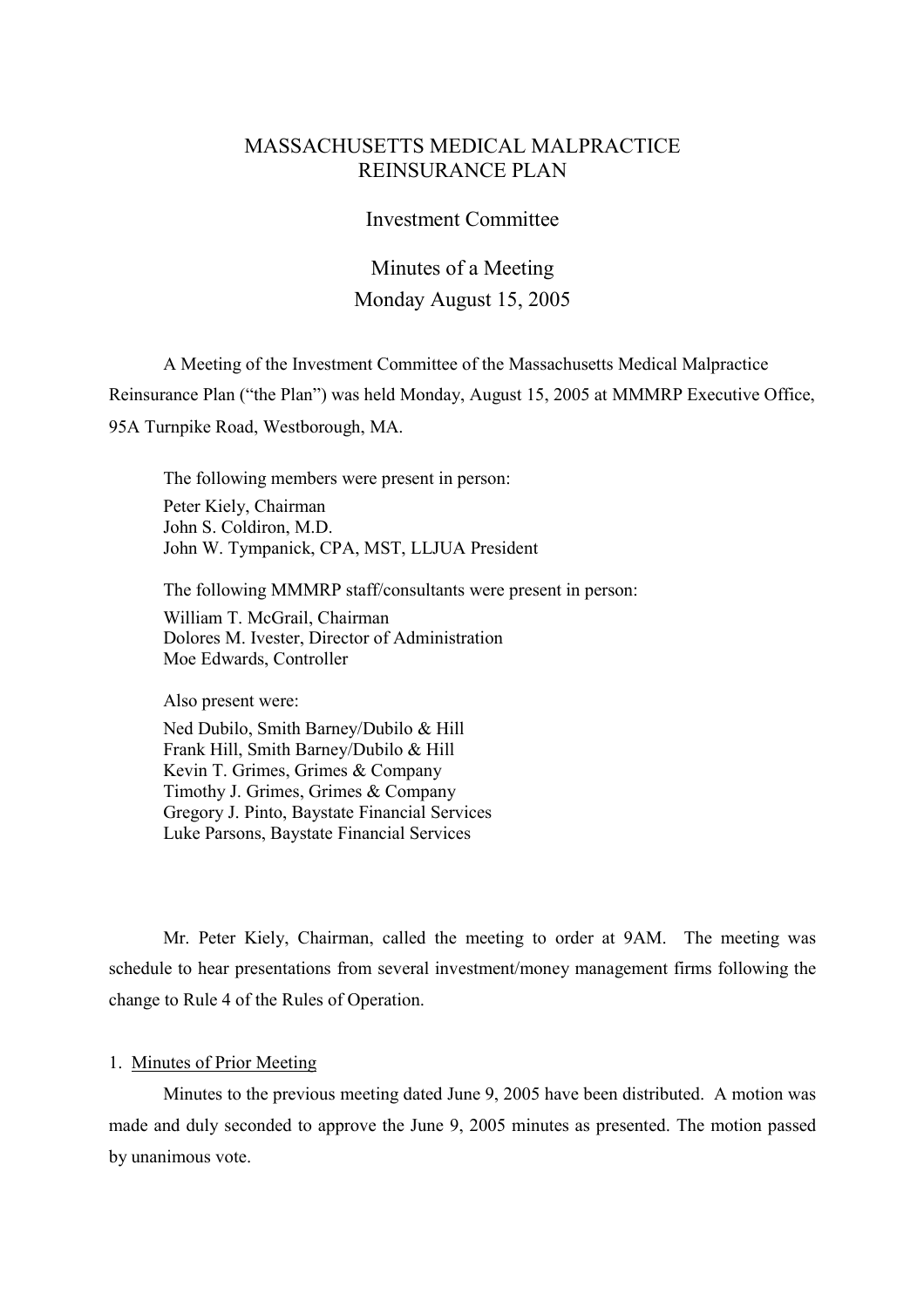# MASSACHUSETTS MEDICAL MALPRACTICE REINSURANCE PLAN

## Investment Committee

## Minutes of a Meeting
## Monday August 15, 2005

A Meeting of the Investment Committee of the Massachusetts Medical Malpractice Reinsurance Plan ("the Plan") was held Monday, August 15, 2005 at MMMRP Executive Office, 95A Turnpike Road, Westborough, MA.

The following members were present in person:

Peter Kiely, Chairman
John S. Coldiron, M.D.
John W. Tympanick, CPA, MST, LLJUA President

The following MMMRP staff/consultants were present in person:

William T. McGrail, Chairman
Dolores M. Ivester, Director of Administration
Moe Edwards, Controller

Also present were:

Ned Dubilo, Smith Barney/Dubilo & Hill
Frank Hill, Smith Barney/Dubilo & Hill
Kevin T. Grimes, Grimes & Company
Timothy J. Grimes, Grimes & Company
Gregory J. Pinto, Baystate Financial Services
Luke Parsons, Baystate Financial Services

Mr. Peter Kiely, Chairman, called the meeting to order at 9AM. The meeting was schedule to hear presentations from several investment/money management firms following the change to Rule 4 of the Rules of Operation.

1. Minutes of Prior Meeting

Minutes to the previous meeting dated June 9, 2005 have been distributed. A motion was made and duly seconded to approve the June 9, 2005 minutes as presented. The motion passed by unanimous vote.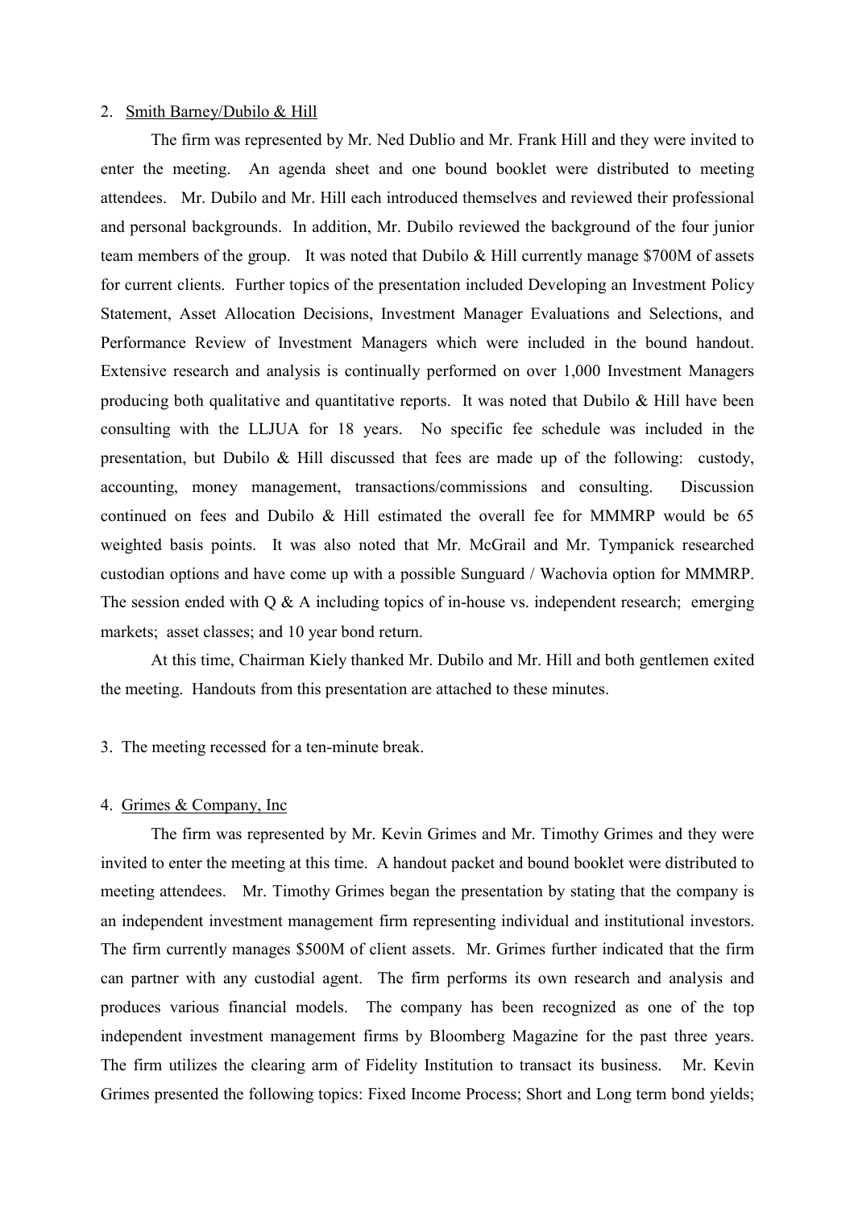2. Smith Barney/Dubilo & Hill

The firm was represented by Mr. Ned Dublio and Mr. Frank Hill and they were invited to enter the meeting. An agenda sheet and one bound booklet were distributed to meeting attendees. Mr. Dubilo and Mr. Hill each introduced themselves and reviewed their professional and personal backgrounds. In addition, Mr. Dubilo reviewed the background of the four junior team members of the group. It was noted that Dubilo & Hill currently manage \$700M of assets for current clients. Further topics of the presentation included Developing an Investment Policy Statement, Asset Allocation Decisions, Investment Manager Evaluations and Selections, and Performance Review of Investment Managers which were included in the bound handout. Extensive research and analysis is continually performed on over 1,000 Investment Managers producing both qualitative and quantitative reports. It was noted that Dubilo & Hill have been consulting with the LLJUA for 18 years. No specific fee schedule was included in the presentation, but Dubilo & Hill discussed that fees are made up of the following: custody, accounting, money management, transactions/commissions and consulting. Discussion continued on fees and Dubilo & Hill estimated the overall fee for MMMRP would be 65 weighted basis points. It was also noted that Mr. McGrail and Mr. Tympanick researched custodian options and have come up with a possible Sunguard / Wachovia option for MMMRP. The session ended with Q & A including topics of in-house vs. independent research; emerging markets; asset classes; and 10 year bond return.

At this time, Chairman Kiely thanked Mr. Dubilo and Mr. Hill and both gentlemen exited the meeting. Handouts from this presentation are attached to these minutes.

3. The meeting recessed for a ten-minute break.

4. Grimes & Company, Inc

The firm was represented by Mr. Kevin Grimes and Mr. Timothy Grimes and they were invited to enter the meeting at this time. A handout packet and bound booklet were distributed to meeting attendees. Mr. Timothy Grimes began the presentation by stating that the company is an independent investment management firm representing individual and institutional investors. The firm currently manages \$500M of client assets. Mr. Grimes further indicated that the firm can partner with any custodial agent. The firm performs its own research and analysis and produces various financial models. The company has been recognized as one of the top independent investment management firms by Bloomberg Magazine for the past three years. The firm utilizes the clearing arm of Fidelity Institution to transact its business. Mr. Kevin Grimes presented the following topics: Fixed Income Process; Short and Long term bond yields;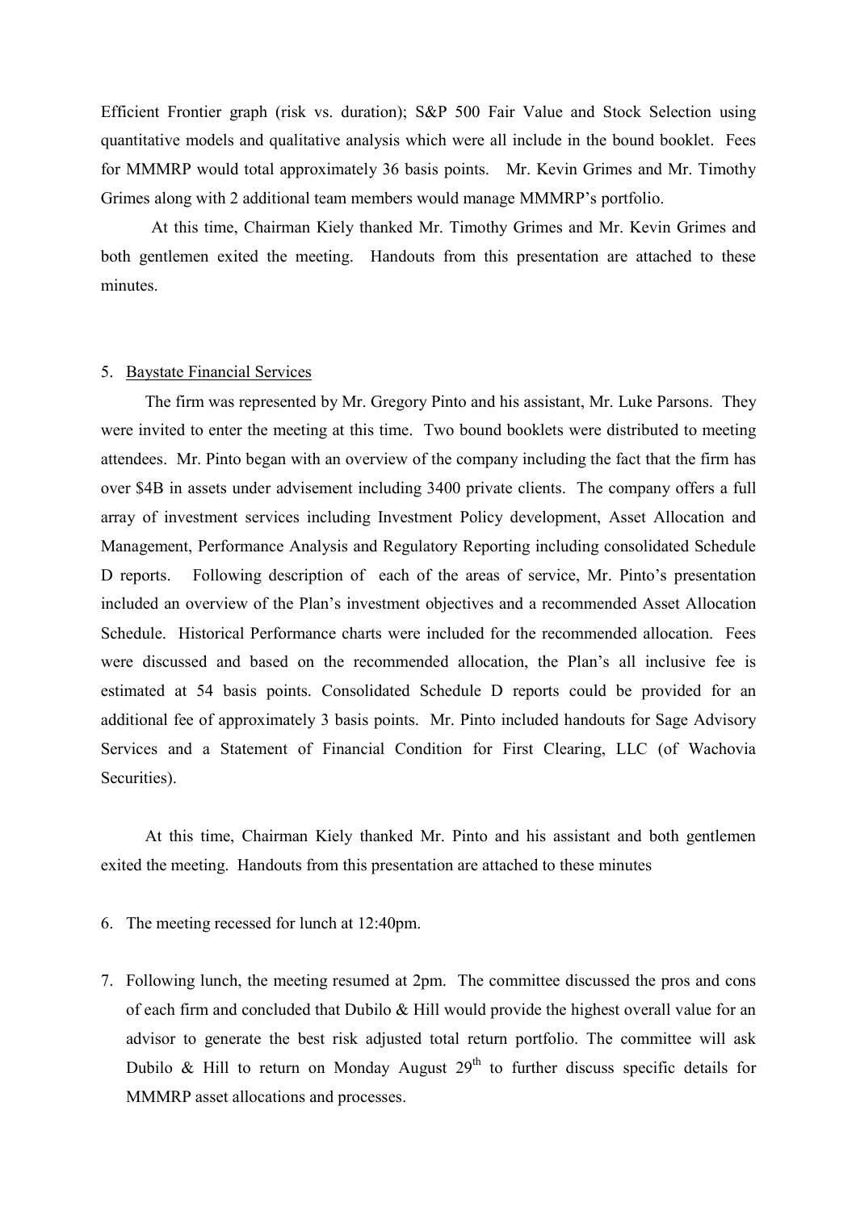Efficient Frontier graph (risk vs. duration); S&P 500 Fair Value and Stock Selection using quantitative models and qualitative analysis which were all include in the bound booklet. Fees for MMMRP would total approximately 36 basis points. Mr. Kevin Grimes and Mr. Timothy Grimes along with 2 additional team members would manage MMMRP's portfolio.

At this time, Chairman Kiely thanked Mr. Timothy Grimes and Mr. Kevin Grimes and both gentlemen exited the meeting. Handouts from this presentation are attached to these minutes.

5. <u>Baystate Financial Services</u>

The firm was represented by Mr. Gregory Pinto and his assistant, Mr. Luke Parsons. They were invited to enter the meeting at this time. Two bound booklets were distributed to meeting attendees. Mr. Pinto began with an overview of the company including the fact that the firm has over $4B in assets under advisement including 3400 private clients. The company offers a full array of investment services including Investment Policy development, Asset Allocation and Management, Performance Analysis and Regulatory Reporting including consolidated Schedule D reports. Following description of each of the areas of service, Mr. Pinto's presentation included an overview of the Plan's investment objectives and a recommended Asset Allocation Schedule. Historical Performance charts were included for the recommended allocation. Fees were discussed and based on the recommended allocation, the Plan's all inclusive fee is estimated at 54 basis points. Consolidated Schedule D reports could be provided for an additional fee of approximately 3 basis points. Mr. Pinto included handouts for Sage Advisory Services and a Statement of Financial Condition for First Clearing, LLC (of Wachovia Securities).

At this time, Chairman Kiely thanked Mr. Pinto and his assistant and both gentlemen exited the meeting. Handouts from this presentation are attached to these minutes

6. The meeting recessed for lunch at 12:40pm.

7. Following lunch, the meeting resumed at 2pm. The committee discussed the pros and cons of each firm and concluded that Dubilo & Hill would provide the highest overall value for an advisor to generate the best risk adjusted total return portfolio. The committee will ask Dubilo & Hill to return on Monday August 29th to further discuss specific details for MMMRP asset allocations and processes.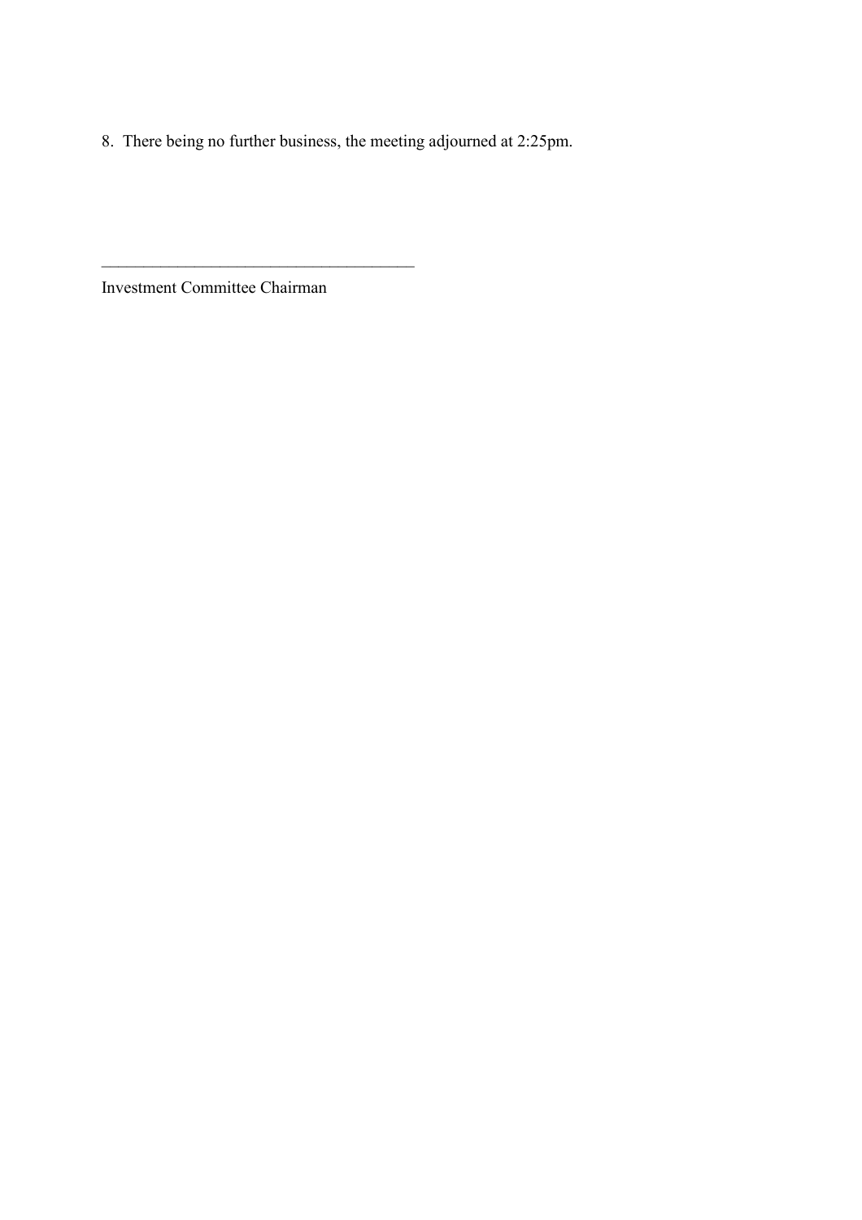8. There being no further business, the meeting adjourned at 2:25pm.

\_\_\_\_\_\_\_\_\_\_\_\_\_\_\_\_\_\_\_\_\_\_\_\_\_\_\_\_\_\_\_\_\_\_\_\_\_\_

Investment Committee Chairman